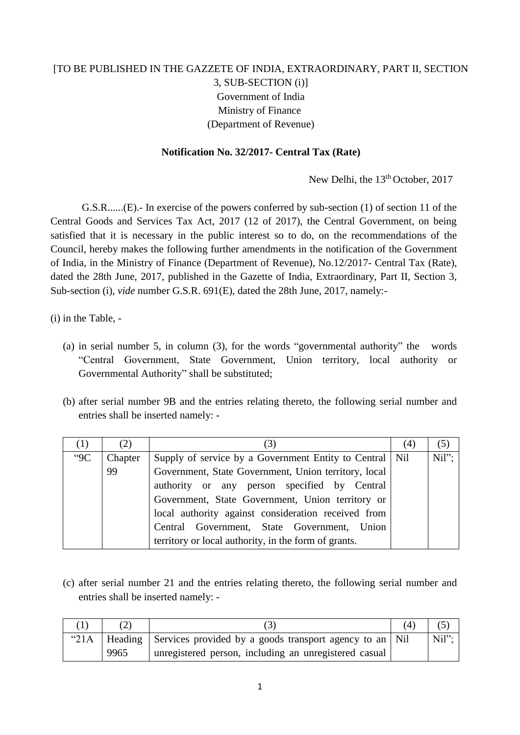[TO BE PUBLISHED IN THE GAZZETE OF INDIA, EXTRAORDINARY, PART II, SECTION 3, SUB-SECTION (i)]

Government of India

Ministry of Finance

(Department of Revenue)

**Notification No. 32/2017- Central Tax (Rate)**

New Delhi, the 13th October, 2017

G.S.R......(E).- In exercise of the powers conferred by sub-section (1) of section 11 of the Central Goods and Services Tax Act, 2017 (12 of 2017), the Central Government, on being satisfied that it is necessary in the public interest so to do, on the recommendations of the Council, hereby makes the following further amendments in the notification of the Government of India, in the Ministry of Finance (Department of Revenue), No.12/2017- Central Tax (Rate), dated the 28th June, 2017, published in the Gazette of India, Extraordinary, Part II, Section 3, Sub-section (i), *vide* number G.S.R. 691(E), dated the 28th June, 2017, namely:-

(i) in the Table, -

(a) in serial number 5, in column (3), for the words "governmental authority" the words "Central Government, State Government, Union territory, local authority or Governmental Authority" shall be substituted;

(b) after serial number 9B and the entries relating thereto, the following serial number and entries shall be inserted namely: -

| (1) | (2) | (3) | (4) | (5) |
|---|---|---|---|---|
| "9C | Chapter 99 | Supply of service by a Government Entity to Central Government, State Government, Union territory, local authority or any person specified by Central Government, State Government, Union territory or local authority against consideration received from Central Government, State Government, Union territory or local authority, in the form of grants. | Nil | Nil"; |

(c) after serial number 21 and the entries relating thereto, the following serial number and entries shall be inserted namely: -

| (1) | (2) | (3) | (4) | (5) |
|---|---|---|---|---|
| "21A | Heading 9965 | Services provided by a goods transport agency to an unregistered person, including an unregistered casual | Nil | Nil"; |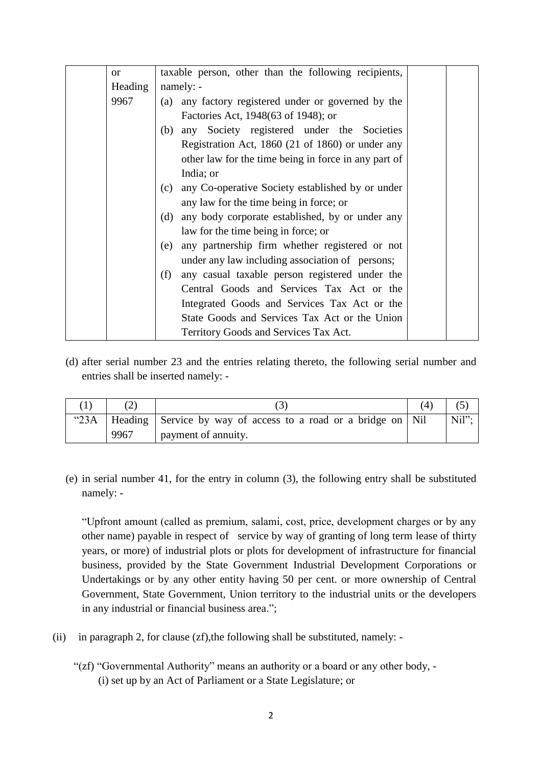|  | or Heading 9967 | taxable person, other than the following recipients, namely: -<br>(a) any factory registered under or governed by the Factories Act, 1948(63 of 1948); or<br>(b) any Society registered under the Societies Registration Act, 1860 (21 of 1860) or under any other law for the time being in force in any part of India; or<br>(c) any Co-operative Society established by or under any law for the time being in force; or<br>(d) any body corporate established, by or under any law for the time being in force; or<br>(e) any partnership firm whether registered or not under any law including association of persons;<br>(f) any casual taxable person registered under the Central Goods and Services Tax Act or the Integrated Goods and Services Tax Act or the State Goods and Services Tax Act or the Union Territory Goods and Services Tax Act. |  |  |
|---|---|---|---|---|

(d) after serial number 23 and the entries relating thereto, the following serial number and entries shall be inserted namely: -

| (1) | (2) | (3) | (4) | (5) |
|---|---|---|---|---|
| "23A | Heading 9967 | Service by way of access to a road or a bridge on payment of annuity. | Nil | Nil"; |

(e) in serial number 41, for the entry in column (3), the following entry shall be substituted namely: -

"Upfront amount (called as premium, salami, cost, price, development charges or by any other name) payable in respect of service by way of granting of long term lease of thirty years, or more) of industrial plots or plots for development of infrastructure for financial business, provided by the State Government Industrial Development Corporations or Undertakings or by any other entity having 50 per cent. or more ownership of Central Government, State Government, Union territory to the industrial units or the developers in any industrial or financial business area.";

(ii) in paragraph 2, for clause (zf),the following shall be substituted, namely: -

"(zf) "Governmental Authority" means an authority or a board or any other body, -
(i) set up by an Act of Parliament or a State Legislature; or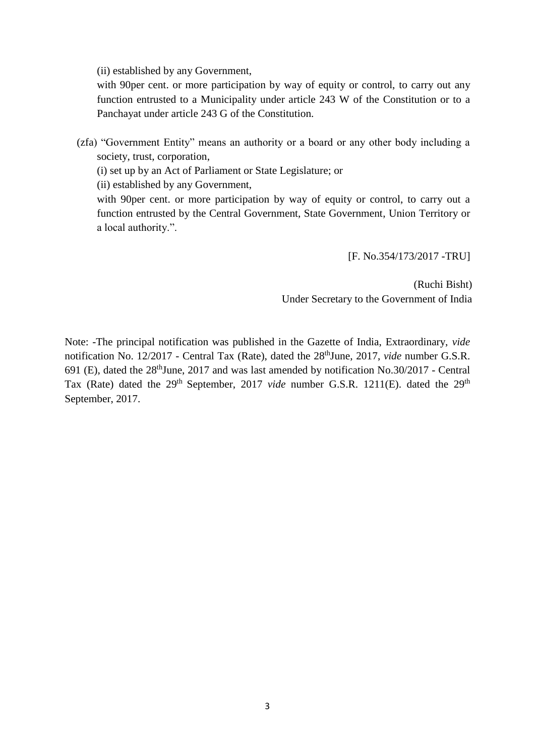(ii) established by any Government,

with 90per cent. or more participation by way of equity or control, to carry out any function entrusted to a Municipality under article 243 W of the Constitution or to a Panchayat under article 243 G of the Constitution.

(zfa) "Government Entity" means an authority or a board or any other body including a society, trust, corporation,

(i) set up by an Act of Parliament or State Legislature; or

(ii) established by any Government,

with 90per cent. or more participation by way of equity or control, to carry out a function entrusted by the Central Government, State Government, Union Territory or a local authority.".

[F. No.354/173/2017 -TRU]

(Ruchi Bisht)
Under Secretary to the Government of India

Note: -The principal notification was published in the Gazette of India, Extraordinary, *vide* notification No. 12/2017 - Central Tax (Rate), dated the 28th June, 2017, *vide* number G.S.R. 691 (E), dated the 28th June, 2017 and was last amended by notification No.30/2017 - Central Tax (Rate) dated the 29th September, 2017 *vide* number G.S.R. 1211(E). dated the 29th September, 2017.